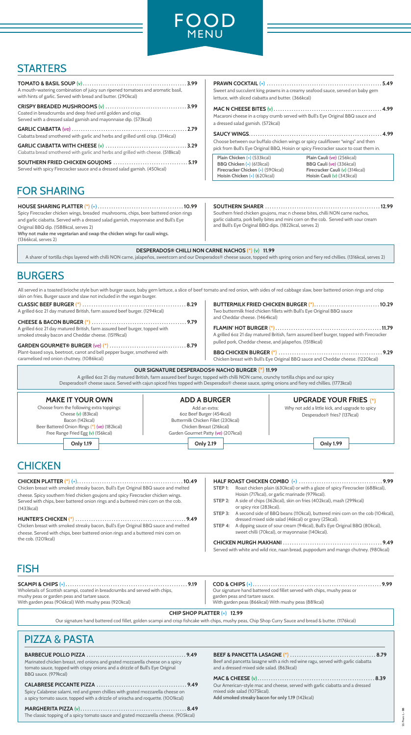# FOOD MENU

## STARTERS

**TOMATO & BASIL SOUP** (v) .............................................. **3.99**
A mouth-watering combination of juicy sun ripened tomatoes and aromatic basil, with hints of garlic. Served with bread and butter. (290kcal)

**CRISPY BREADED MUSHROOMS** (v) .................................... **3.99**
Coated in breadcrumbs and deep fried until golden and crisp. Served with a dressed salad garnish and mayonnaise dip. (573kcal)

**GARLIC CIABATTA** (ve) .................................................. **2.79**
Ciabatta bread smothered with garlic and herbs and grilled until crisp. (314kcal)

**GARLIC CIABATTA WITH CHEESE** (v) .................................... **3.29**
Ciabatta bread smothered with garlic and herbs and grilled with cheese. (518kcal)

**SOUTHERN FRIED CHICKEN GOUJONS** ................................. **5.19**
Served with spicy Firecracker sauce and a dressed salad garnish. (450kcal)

**PRAWN COCKTAIL** (+) .................................................. **5.49**
Sweet and succulent king prawns in a creamy seafood sauce, served on baby gem lettuce, with sliced ciabatta and butter. (366kcal)

**MAC N CHEESE BITES** (v) ................................................ **4.99**
Macaroni cheese in a crispy crumb served with Bull's Eye Original BBQ sauce and a dressed salad garnish. (572kcal)

**SAUCY WINGS** ............................................................. **4.99**
Choose between our buffalo chicken wings or spicy cauliflower "wings" and then pick from Bull's Eye Original BBQ, Hoisin or spicy Firecracker sauce to coat them in.

| | |
|---|---|
| Plain Chicken (+) (533kcal) | Plain Cauli (ve) (256kcal) |
| BBQ Chicken (+) (613kcal) | BBQ Cauli (ve) (336kcal) |
| Firecracker Chicken (+) (590kcal) | Firecracker Cauli (v) (314kcal) |
| Hoisin Chicken (+) (620kcal) | Hoisin Cauli (v) (343kcal) |

## FOR SHARING

**HOUSE SHARING PLATTER** (*) (+) ....................................... **10.99**
Spicy Firecracker chicken wings, breaded mushrooms, chips, beer battered onion rings and garlic ciabatta. Served with a dressed salad garnish, mayonnaise and Bull's Eye Original BBQ dip. (1588kcal, serves 2)
**Why not make me vegetarian and swap the chicken wings for cauli wings.** (1366kcal, serves 2)

**SOUTHERN SHARER** ...................................................... **12.99**
Southern fried chicken goujons, mac n cheese bites, chilli NON carne nachos, garlic ciabatta, pork belly bites and mini corn on the cob. Served with sour cream and Bull's Eye Original BBQ dips. (1822kcal, serves 2)

**DESPERADOS® CHILLI NON CARNE NACHOS (*) (v) 11.99**
A sharer of tortilla chips layered with chilli NON carne, jalapeños, sweetcorn and our Desperados® cheese sauce, topped with spring onion and fiery red chillies. (1316kcal, serves 2)

## BURGERS

All served in a toasted brioche style bun with burger sauce, baby gem lettuce, a slice of beef tomato and red onion, with sides of red cabbage slaw, beer battered onion rings and crisp skin on fries. Burger sauce and slaw not included in the vegan burger.

**CLASSIC BEEF BURGER** (*) .............................................. **8.29**
A grilled 6oz 21 day matured British, farm assured beef burger. (1294kcal)

**CHEESE & BACON BURGER** (*) .......................................... **9.79**
A grilled 6oz 21 day matured British, farm assured beef burger, topped with smoked streaky bacon and Cheddar cheese. (1519kcal)

**GARDEN GOURMET® BURGER** (ve) (*) ................................. **8.79**
Plant-based soya, beetroot, carrot and bell pepper burger, smothered with caramelised red onion chutney. (1086kcal)

**BUTTERMILK FRIED CHICKEN BURGER** (*) ............................ **10.29**
Two buttermilk fried chicken fillets with Bull's Eye Original BBQ sauce and Cheddar cheese. (1464kcal)

**FLAMIN' HOT BURGER** (*) ............................................... **11.79**
A grilled 6oz 21 day matured British, farm assured beef burger, topped with Firecracker pulled pork, Cheddar cheese, and jalapeños. (1518kcal)

**BBQ CHICKEN BURGER** (*) .............................................. **9.29**
Chicken breast with Bull's Eye Original BBQ sauce and Cheddar cheese. (1220kcal)

**OUR SIGNATURE DESPERADOS® NACHO BURGER (*) 11.99**
A grilled 6oz 21 day matured British, farm assured beef burger, topped with chilli NON carne, crunchy tortilla chips and our spicy Desperados® cheese sauce. Served with cajun spiced fries topped with Desperados® cheese sauce, spring onions and fiery red chillies. (1773kcal)

### MAKE IT YOUR OWN
Choose from the following extra toppings:
Cheese (v) (83kcal)
Bacon (142kcal)
Beer Battered Onion Rings (*) (ve) (182kcal)
Free Range Fried Egg (v) (156kcal)
**Only 1.19**

### ADD A BURGER
Add an extra:
6oz Beef Burger (454kcal)
Buttermilk Chicken Fillet (230kcal)
Chicken Breast (216kcal)
Garden Gourmet Patty (ve) (207kcal)
**Only 2.19**

### UPGRADE YOUR FRIES (*)
Why not add a little kick, and upgrade to spicy Desperados® fries? (137kcal)
**Only 1.99**

## CHICKEN

**CHICKEN PLATTER** (*) (+) ............................................... **10.49**
Chicken breast with smoked streaky bacon, Bull's Eye Original BBQ sauce and melted cheese. Spicy southern fried chicken goujons and spicy Firecracker chicken wings. Served with chips, beer battered onion rings and a buttered mini corn on the cob. (1433kcal)

**HUNTER'S CHICKEN** (*) ................................................. **9.49**
Chicken breast with smoked streaky bacon, Bull's Eye Original BBQ sauce and melted cheese. Served with chips, beer battered onion rings and a buttered mini corn on the cob. (1201kcal)

**HALF ROAST CHICKEN COMBO** (+) ...................................... **9.99**
- **STEP 1:** Roast chicken plain (630kcal) or with a glaze of spicy Firecracker (688kcal), Hoisin (717kcal), or garlic marinade (979kcal).
- **STEP 2:** A side of chips (362kcal), skin on fries (402kcal), mash (299kcal) or spicy rice (283kcal).
- **STEP 3:** A second side of BBQ beans (110kcal), buttered mini corn on the cob (104kcal), dressed mixed side salad (46kcal) or gravy (25kcal).
- **STEP 4:** A dipping sauce of sour cream (94kcal), Bull's Eye Original BBQ (80kcal), sweet chilli (70kcal), or mayonnaise (140kcal).

**CHICKEN MURGH MAKHANI** ............................................. **9.49**
Served with white and wild rice, naan bread, puppodum and mango chutney. (980kcal)

## FISH

**SCAMPI & CHIPS** (+) ..................................................... **9.19**
Wholetails of Scottish scampi, coated in breadcrumbs and served with chips, mushy peas or garden peas and tartare sauce.
With garden peas (906kcal) With mushy peas (920kcal)

**COD & CHIPS** (+) ........................................................ **9.99**
Our signature hand battered cod fillet served with chips, mushy peas or garden peas and tartare sauce.
With garden peas (866kcal) With mushy peas (881kcal)

**CHIP SHOP PLATTER (+) 12.99**
Our signature hand battered cod fillet, golden scampi and crisp fishcake with chips, mushy peas, Chip Shop Curry Sauce and bread & butter. (1176kcal)

## PIZZA & PASTA

**BARBECUE POLLO PIZZA** ................................................ **9.49**
Marinated chicken breast, red onions and grated mozzarella cheese on a spicy tomato sauce, topped with crispy onions and a drizzle of Bull's Eye Original BBQ sauce. (979kcal)

**CALABRESE PICCANTE PIZZA** ........................................... **9.49**
Spicy Calabrese salami, red and green chillies with grated mozzarella cheese on a spicy tomato sauce, topped with a drizzle of sriracha and roquette. (1001kcal)

**MARGHERITA PIZZA** (v) .................................................. **8.49**
The classic topping of a spicy tomato sauce and grated mozzarella cheese. (905kcal)

**BEEF & PANCETTA LASAGNE** (*) ........................................ **8.79**
Beef and pancetta lasagne with a rich red wine ragu, served with garlic ciabatta and a dressed mixed side salad. (863kcal)

**MAC & CHEESE** (v) ....................................................... **8.39**
Our American-style mac and cheese, served with garlic ciabatta and a dressed mixed side salad (1075kcal).
**Add smoked streaky bacon for only 1.19** (142kcal)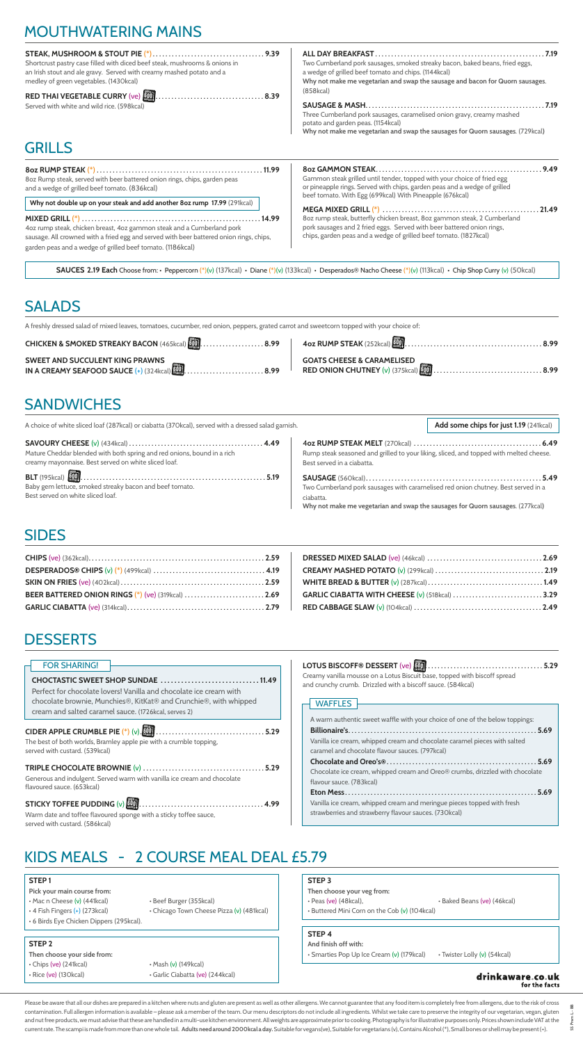# MOUTHWATERING MAINS

**STEAK, MUSHROOM & STOUT PIE (*)** .................................. **9.39**
Shortcrust pastry case filled with diced beef steak, mushrooms & onions in an Irish stout and ale gravy. Served with creamy mashed potato and a medley of green vegetables. (1430kcal)

**RED THAI VEGETABLE CURRY (ve)** .................................. **8.39**
Served with white and wild rice. (598kcal)

**ALL DAY BREAKFAST** .................................. **7.19**
Two Cumberland pork sausages, smoked streaky bacon, baked beans, fried eggs, a wedge of grilled beef tomato and chips. (1144kcal)
**Why not make me vegetarian and swap the sausage and bacon for Quorn sausages**. (858kcal)

**SAUSAGE & MASH** .................................. **7.19**
Three Cumberland pork sausages, caramelised onion gravy, creamy mashed potato and garden peas. (1154kcal)
**Why not make me vegetarian and swap the sausages for Quorn sausages**. (729kcal)

# GRILLS

**8oz RUMP STEAK (*)** .................................. **11.99**
8oz Rump steak, served with beer battered onion rings, chips, garden peas and a wedge of grilled beef tomato. (836kcal)

**Why not double up on your steak and add another 8oz rump 17.99** (291kcal)

**MIXED GRILL (*)** .................................. **14.99**
4oz rump steak, chicken breast, 4oz gammon steak and a Cumberland pork sausage. All crowned with a fried egg and served with beer battered onion rings, chips, garden peas and a wedge of grilled beef tomato. (1186kcal)

**8oz GAMMON STEAK** .................................. **9.49**
Gammon steak grilled until tender, topped with your choice of fried egg or pineapple rings. Served with chips, garden peas and a wedge of grilled beef tomato. With Egg (699kcal) With Pineapple (676kcal)

**MEGA MIXED GRILL (*)** .................................. **21.49**
8oz rump steak, butterfly chicken breast, 8oz gammon steak, 2 Cumberland pork sausages and 2 fried eggs. Served with beer battered onion rings, chips, garden peas and a wedge of grilled beef tomato. (1827kcal)

**SAUCES 2.19 Each** Choose from: • Peppercorn (*)(v) (137kcal) • Diane (*)(v) (133kcal) • Desperados® Nacho Cheese (*)(v) (113kcal) • Chip Shop Curry (v) (50kcal)

# SALADS

A freshly dressed salad of mixed leaves, tomatoes, cucumber, red onion, peppers, grated carrot and sweetcorn topped with your choice of:

**CHICKEN & SMOKED STREAKY BACON** (465kcal) .................. **8.99**

**SWEET AND SUCCULENT KING PRAWNS IN A CREAMY SEAFOOD SAUCE (+)** (324kcal) .................. **8.99**

**4oz RUMP STEAK** (252kcal) .................. **8.99**

**GOATS CHEESE & CARAMELISED RED ONION CHUTNEY (v)** (375kcal) .................. **8.99**

# SANDWICHES

A choice of white sliced loaf (287kcal) or ciabatta (370kcal), served with a dressed salad garnish.

**Add some chips for just 1.19** (241kcal)

**SAVOURY CHEESE (v)** (434kcal) .................. **4.49**
Mature Cheddar blended with both spring and red onions, bound in a rich creamy mayonnaise. Best served on white sliced loaf.

**BLT** (195kcal) .................. **5.19**
Baby gem lettuce, smoked streaky bacon and beef tomato. Best served on white sliced loaf.

**4oz RUMP STEAK MELT** (270kcal) .................. **6.49**
Rump steak seasoned and grilled to your liking, sliced, and topped with melted cheese. Best served in a ciabatta.

**SAUSAGE** (560kcal) .................. **5.49**
Two Cumberland pork sausages with caramelised red onion chutney. Best served in a ciabatta.
**Why not make me vegetarian and swap the sausages for Quorn sausages**. (277kcal)

# SIDES

**CHIPS (ve)** (362kcal) .................. **2.59**
**DESPERADOS® CHIPS (v) (*)** (499kcal) .................. **4.19**
**SKIN ON FRIES (ve)** (402kcal) .................. **2.59**
**BEER BATTERED ONION RINGS (*) (ve)** (319kcal) .................. **2.69**
**GARLIC CIABATTA (ve)** (314kcal) .................. **2.79**
**DRESSED MIXED SALAD (ve)** (46kcal) .................. **2.69**
**CREAMY MASHED POTATO (v)** (299kcal) .................. **2.19**
**WHITE BREAD & BUTTER (v)** (287kcal) .................. **1.49**
**GARLIC CIABATTA WITH CHEESE (v)** (518kcal) .................. **3.29**
**RED CABBAGE SLAW (v)** (104kcal) .................. **2.49**

# DESSERTS

**FOR SHARING!**

**CHOCTASTIC SWEET SHOP SUNDAE** .................. **11.49**
Perfect for chocolate lovers! Vanilla and chocolate ice cream with chocolate brownie, Munchies®, KitKat® and Crunchie®, with whipped cream and salted caramel sauce. (1726kcal, serves 2)

**CIDER APPLE CRUMBLE PIE (*) (v)** .................. **5.29**
The best of both worlds, Bramley apple pie with a crumble topping, served with custard. (539kcal)

**TRIPLE CHOCOLATE BROWNIE (v)** .................. **5.29**
Generous and indulgent. Served warm with vanilla ice cream and chocolate flavoured sauce. (653kcal)

**STICKY TOFFEE PUDDING (v)** .................. **4.99**
Warm date and toffee flavoured sponge with a sticky toffee sauce, served with custard. (586kcal)

**LOTUS BISCOFF® DESSERT (ve)** .................. **5.29**
Creamy vanilla mousse on a Lotus Biscuit base, topped with biscoff spread and crunchy crumb. Drizzled with a biscoff sauce. (584kcal)

**WAFFLES**

A warm authentic sweet waffle with your choice of one of the below toppings:

**Billionaire's** .................. **5.69**
Vanilla ice cream, whipped cream and chocolate caramel pieces with salted caramel and chocolate flavour sauces. (797kcal)

**Chocolate and Oreo's®** .................. **5.69**
Chocolate ice cream, whipped cream and Oreo® crumbs, drizzled with chocolate flavour sauce. (783kcal)

**Eton Mess** .................. **5.69**
Vanilla ice cream, whipped cream and meringue pieces topped with fresh strawberries and strawberry flavour sauces. (730kcal)

# KIDS MEALS - 2 COURSE MEAL DEAL £5.79

**STEP 1**
**Pick your main course from:**
- Mac n Cheese (v) (441kcal)
- Beef Burger (355kcal)
- 4 Fish Fingers (+) (273kcal)
- Chicago Town Cheese Pizza (v) (481kcal)
- 6 Birds Eye Chicken Dippers (295kcal).

**STEP 2**
**Then choose your side from:**
- Chips (ve) (241kcal)
- Mash (v) (149kcal)
- Rice (ve) (130kcal)
- Garlic Ciabatta (ve) (244kcal)

**STEP 3**
**Then choose your veg from:**
- Peas (ve) (48kcal),
- Baked Beans (ve) (46kcal)
- Buttered Mini Corn on the Cob (v) (104kcal)

**STEP 4**
**And finish off with:**
- Smarties Pop Up Ice Cream (v) (179kcal)
- Twister Lolly (v) (54kcal)

**drinkaware.co.uk** for the facts

Please be aware that all our dishes are prepared in a kitchen where nuts and gluten are present as well as other allergens. We cannot guarantee that any food item is completely free from allergens, due to the risk of cross contamination. Full allergen information is available – please ask a member of the team. Our menu descriptors do not include all ingredients. Whilst we take care to preserve the integrity of our vegetarian, vegan, gluten and nut free products, we must advise that these are handled in a multi-use kitchen environment. All weights are approximate prior to cooking. Photography is for illustrative purposes only. Prices shown include VAT at the current rate. The scampi is made from more than one whole tail. **Adults need around 2000kcal a day.** Suitable for vegans(ve), Suitable for vegetarians (v), Contains Alcohol (*), Small bones or shell may be present (+).